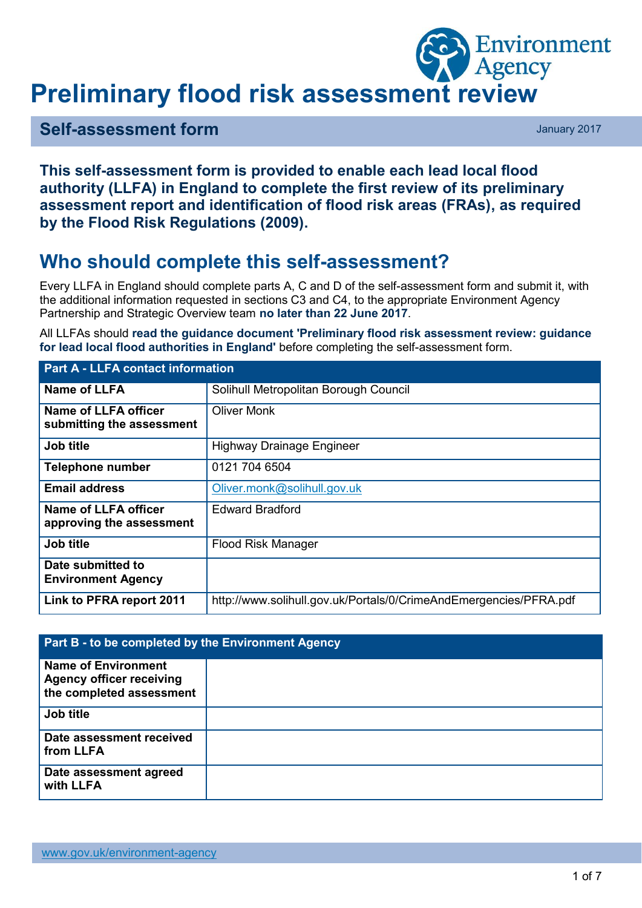# Preliminary flood risk assessment review

## Self-assessment form

January 2017

**This self-assessment form is provided to enable each lead local flood authority (LLFA) in England to complete the first review of its preliminary assessment report and identification of flood risk areas (FRAs), as required by the Flood Risk Regulations (2009).**

## Who should complete this self-assessment?

Every LLFA in England should complete parts A, C and D of the self-assessment form and submit it, with the additional information requested in sections C3 and C4, to the appropriate Environment Agency Partnership and Strategic Overview team **no later than 22 June 2017**.

All LLFAs should **read the guidance document 'Preliminary flood risk assessment review: guidance for lead local flood authorities in England'** before completing the self-assessment form.

| Part A - LLFA contact information | |
|---|---|
| **Name of LLFA** | Solihull Metropolitan Borough Council |
| **Name of LLFA officer submitting the assessment** | Oliver Monk |
| **Job title** | Highway Drainage Engineer |
| **Telephone number** | 0121 704 6504 |
| **Email address** | Oliver.monk@solihull.gov.uk |
| **Name of LLFA officer approving the assessment** | Edward Bradford |
| **Job title** | Flood Risk Manager |
| **Date submitted to Environment Agency** | |
| **Link to PFRA report 2011** | http://www.solihull.gov.uk/Portals/0/CrimeAndEmergencies/PFRA.pdf |

| Part B - to be completed by the Environment Agency | |
|---|---|
| **Name of Environment Agency officer receiving the completed assessment** | |
| **Job title** | |
| **Date assessment received from LLFA** | |
| **Date assessment agreed with LLFA** | |

www.gov.uk/environment-agency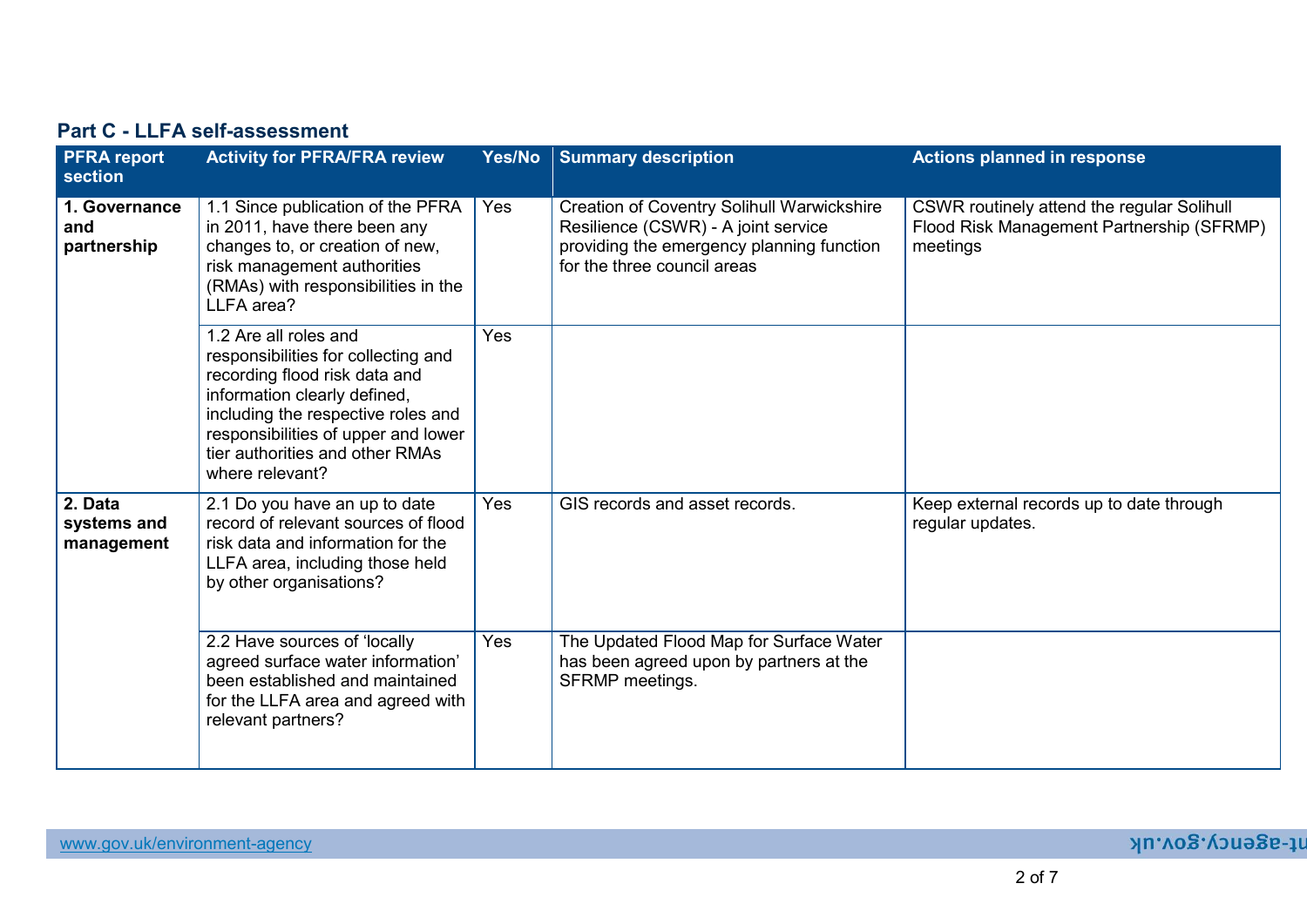## Part C - LLFA self-assessment

| PFRA report section | Activity for PFRA/FRA review | Yes/No | Summary description | Actions planned in response |
|---|---|---|---|---|
| **1. Governance and partnership** | 1.1 Since publication of the PFRA in 2011, have there been any changes to, or creation of new, risk management authorities (RMAs) with responsibilities in the LLFA area? | Yes | Creation of Coventry Solihull Warwickshire Resilience (CSWR) - A joint service providing the emergency planning function for the three council areas | CSWR routinely attend the regular Solihull Flood Risk Management Partnership (SFRMP) meetings |
| | 1.2 Are all roles and responsibilities for collecting and recording flood risk data and information clearly defined, including the respective roles and responsibilities of upper and lower tier authorities and other RMAs where relevant? | Yes | | |
| **2. Data systems and management** | 2.1 Do you have an up to date record of relevant sources of flood risk data and information for the LLFA area, including those held by other organisations? | Yes | GIS records and asset records. | Keep external records up to date through regular updates. |
| | 2.2 Have sources of 'locally agreed surface water information' been established and maintained for the LLFA area and agreed with relevant partners? | Yes | The Updated Flood Map for Surface Water has been agreed upon by partners at the SFRMP meetings. | |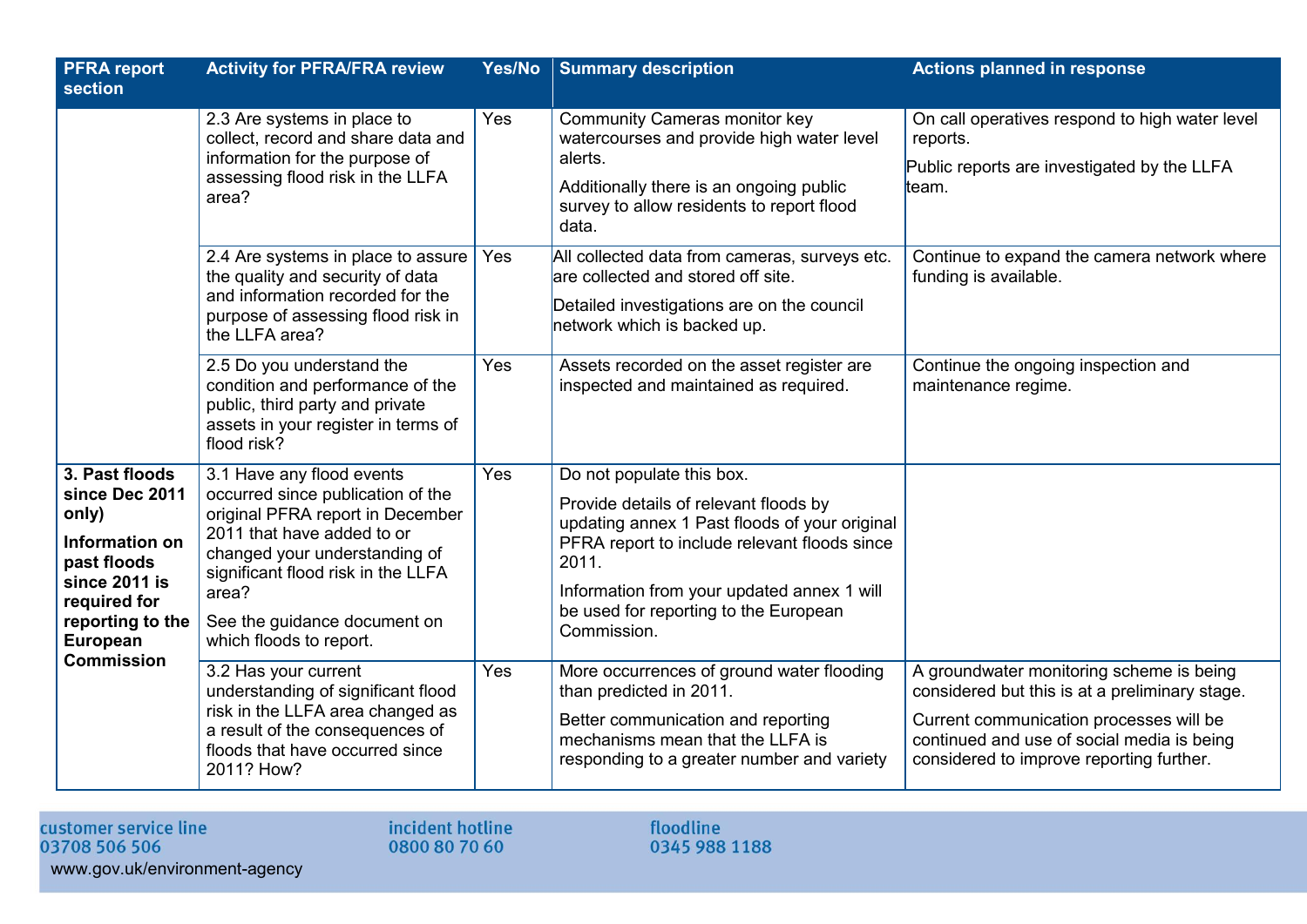| PFRA report section | Activity for PFRA/FRA review | Yes/No | Summary description | Actions planned in response |
|---|---|---|---|---|
| | 2.3 Are systems in place to collect, record and share data and information for the purpose of assessing flood risk in the LLFA area? | Yes | Community Cameras monitor key watercourses and provide high water level alerts.<br><br>Additionally there is an ongoing public survey to allow residents to report flood data. | On call operatives respond to high water level reports.<br><br>Public reports are investigated by the LLFA team. |
| | 2.4 Are systems in place to assure the quality and security of data and information recorded for the purpose of assessing flood risk in the LLFA area? | Yes | All collected data from cameras, surveys etc. are collected and stored off site.<br><br>Detailed investigations are on the council network which is backed up. | Continue to expand the camera network where funding is available. |
| | 2.5 Do you understand the condition and performance of the public, third party and private assets in your register in terms of flood risk? | Yes | Assets recorded on the asset register are inspected and maintained as required. | Continue the ongoing inspection and maintenance regime. |
| **3. Past floods since Dec 2011 only)**<br><br>**Information on past floods since 2011 is required for reporting to the European Commission** | 3.1 Have any flood events occurred since publication of the original PFRA report in December 2011 that have added to or changed your understanding of significant flood risk in the LLFA area?<br><br>See the guidance document on which floods to report. | Yes | Do not populate this box.<br><br>Provide details of relevant floods by updating annex 1 Past floods of your original PFRA report to include relevant floods since 2011.<br><br>Information from your updated annex 1 will be used for reporting to the European Commission. | |
| | 3.2 Has your current understanding of significant flood risk in the LLFA area changed as a result of the consequences of floods that have occurred since 2011? How? | Yes | More occurrences of ground water flooding than predicted in 2011.<br><br>Better communication and reporting mechanisms mean that the LLFA is responding to a greater number and variety | A groundwater monitoring scheme is being considered but this is at a preliminary stage.<br><br>Current communication processes will be continued and use of social media is being considered to improve reporting further. |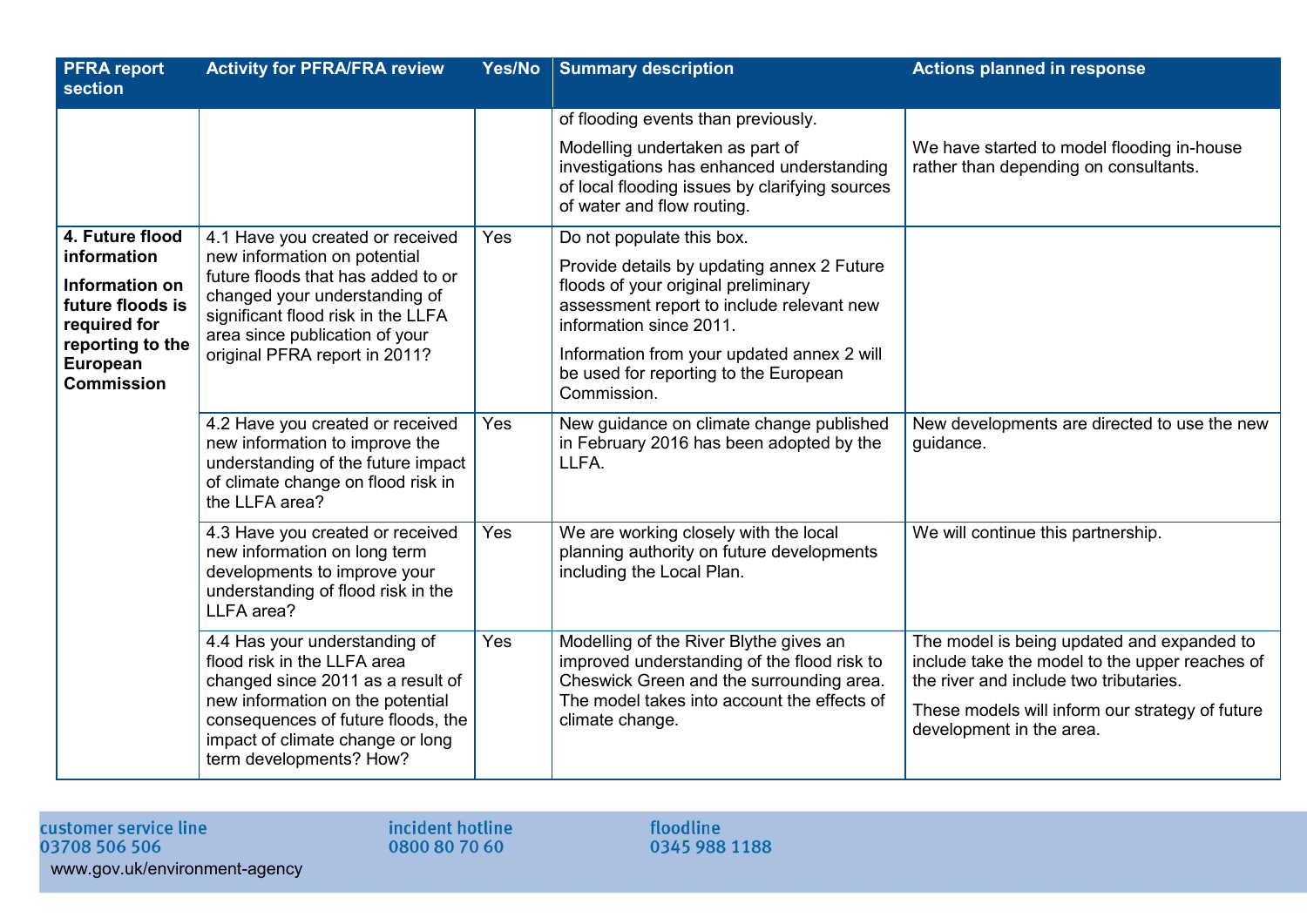| PFRA report section | Activity for PFRA/FRA review | Yes/No | Summary description | Actions planned in response |
|---|---|---|---|---|
| | | | of flooding events than previously.<br><br>Modelling undertaken as part of investigations has enhanced understanding of local flooding issues by clarifying sources of water and flow routing. | We have started to model flooding in-house rather than depending on consultants. |
| **4. Future flood information**<br><br>**Information on future floods is required for reporting to the European Commission** | 4.1 Have you created or received new information on potential future floods that has added to or changed your understanding of significant flood risk in the LLFA area since publication of your original PFRA report in 2011? | Yes | Do not populate this box.<br><br>Provide details by updating annex 2 Future floods of your original preliminary assessment report to include relevant new information since 2011.<br><br>Information from your updated annex 2 will be used for reporting to the European Commission. | |
| | 4.2 Have you created or received new information to improve the understanding of the future impact of climate change on flood risk in the LLFA area? | Yes | New guidance on climate change published in February 2016 has been adopted by the LLFA. | New developments are directed to use the new guidance. |
| | 4.3 Have you created or received new information on long term developments to improve your understanding of flood risk in the LLFA area? | Yes | We are working closely with the local planning authority on future developments including the Local Plan. | We will continue this partnership. |
| | 4.4 Has your understanding of flood risk in the LLFA area changed since 2011 as a result of new information on the potential consequences of future floods, the impact of climate change or long term developments? How? | Yes | Modelling of the River Blythe gives an improved understanding of the flood risk to Cheswick Green and the surrounding area. The model takes into account the effects of climate change. | The model is being updated and expanded to include take the model to the upper reaches of the river and include two tributaries.<br><br>These models will inform our strategy of future development in the area. |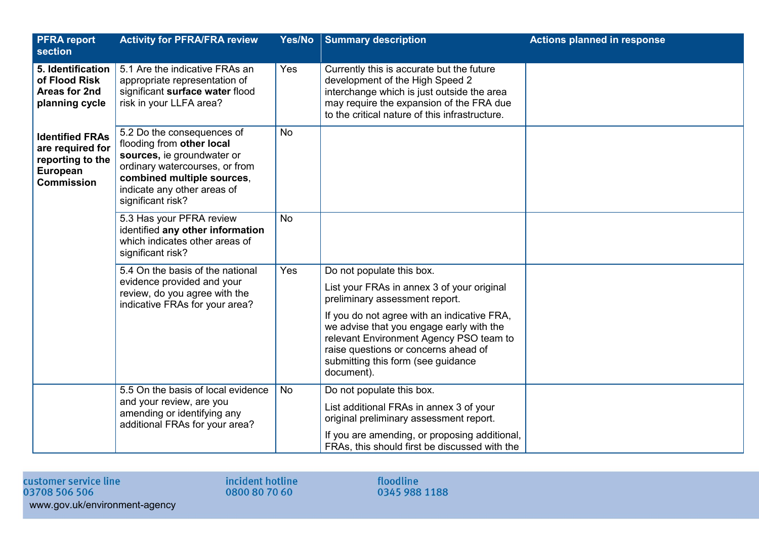| PFRA report section | Activity for PFRA/FRA review | Yes/No | Summary description | Actions planned in response |
|---|---|---|---|---|
| **5. Identification of Flood Risk Areas for 2nd planning cycle**<br><br>**Identified FRAs are required for reporting to the European Commission** | 5.1 Are the indicative FRAs an appropriate representation of significant **surface water** flood risk in your LLFA area? | Yes | Currently this is accurate but the future development of the High Speed 2 interchange which is just outside the area may require the expansion of the FRA due to the critical nature of this infrastructure. | |
| | 5.2 Do the consequences of flooding from **other local sources,** ie groundwater or ordinary watercourses, or from **combined multiple sources**, indicate any other areas of significant risk? | No | | |
| | 5.3 Has your PFRA review identified **any other information** which indicates other areas of significant risk? | No | | |
| | 5.4 On the basis of the national evidence provided and your review, do you agree with the indicative FRAs for your area? | Yes | Do not populate this box.<br><br>List your FRAs in annex 3 of your original preliminary assessment report.<br><br>If you do not agree with an indicative FRA, we advise that you engage early with the relevant Environment Agency PSO team to raise questions or concerns ahead of submitting this form (see guidance document). | |
| | 5.5 On the basis of local evidence and your review, are you amending or identifying any additional FRAs for your area? | No | Do not populate this box.<br><br>List additional FRAs in annex 3 of your original preliminary assessment report.<br><br>If you are amending, or proposing additional, FRAs, this should first be discussed with the | |

customer service line
03708 506 506
www.gov.uk/environment-agency

incident hotline
0800 80 70 60

floodline
0345 988 1188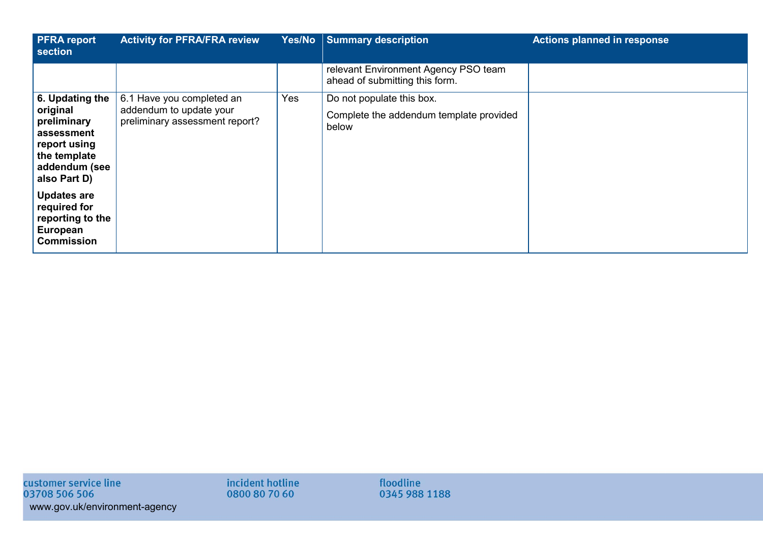| PFRA report section | Activity for PFRA/FRA review | Yes/No | Summary description | Actions planned in response |
|---|---|---|---|---|
| | | | relevant Environment Agency PSO team ahead of submitting this form. | |
| **6. Updating the original preliminary assessment report using the template addendum (see also Part D)**<br><br>**Updates are required for reporting to the European Commission** | 6.1 Have you completed an addendum to update your preliminary assessment report? | Yes | Do not populate this box.<br><br>Complete the addendum template provided below | |

customer service line
03708 506 506
www.gov.uk/environment-agency

incident hotline
0800 80 70 60

floodline
0345 988 1188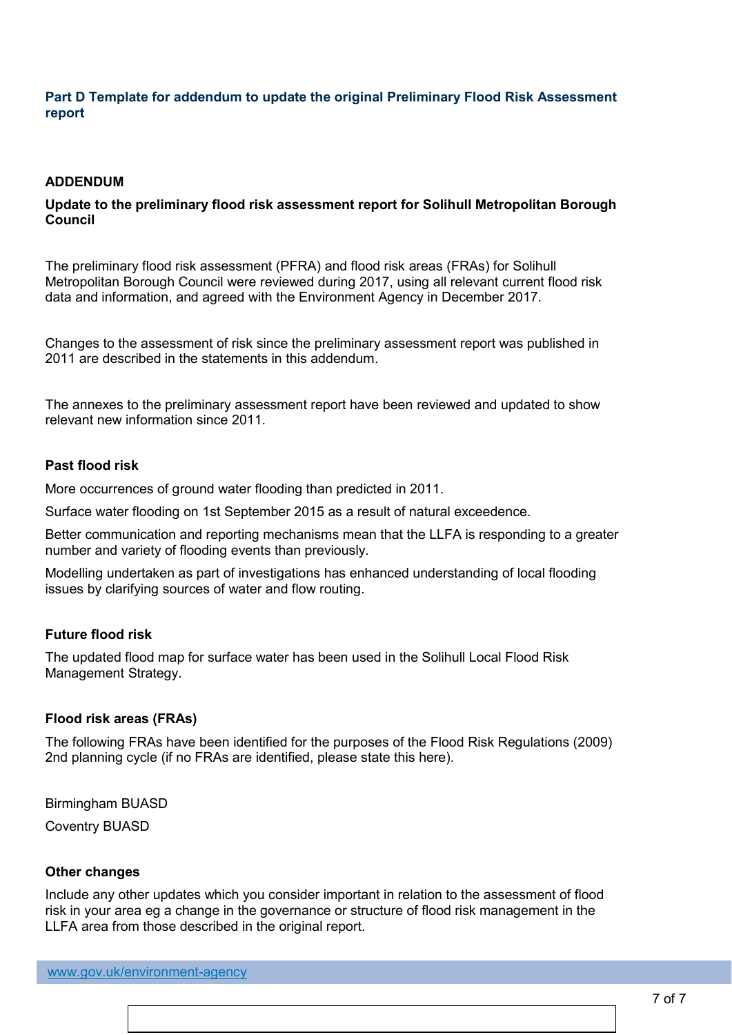### Part D Template for addendum to update the original Preliminary Flood Risk Assessment report

**ADDENDUM**

**Update to the preliminary flood risk assessment report for Solihull Metropolitan Borough Council**

The preliminary flood risk assessment (PFRA) and flood risk areas (FRAs) for Solihull Metropolitan Borough Council were reviewed during 2017, using all relevant current flood risk data and information, and agreed with the Environment Agency in December 2017.

Changes to the assessment of risk since the preliminary assessment report was published in 2011 are described in the statements in this addendum.

The annexes to the preliminary assessment report have been reviewed and updated to show relevant new information since 2011.

**Past flood risk**

More occurrences of ground water flooding than predicted in 2011.

Surface water flooding on 1st September 2015 as a result of natural exceedence.

Better communication and reporting mechanisms mean that the LLFA is responding to a greater number and variety of flooding events than previously.

Modelling undertaken as part of investigations has enhanced understanding of local flooding issues by clarifying sources of water and flow routing.

**Future flood risk**

The updated flood map for surface water has been used in the Solihull Local Flood Risk Management Strategy.

**Flood risk areas (FRAs)**

The following FRAs have been identified for the purposes of the Flood Risk Regulations (2009) 2nd planning cycle (if no FRAs are identified, please state this here).

Birmingham BUASD

Coventry BUASD

**Other changes**

Include any other updates which you consider important in relation to the assessment of flood risk in your area eg a change in the governance or structure of flood risk management in the LLFA area from those described in the original report.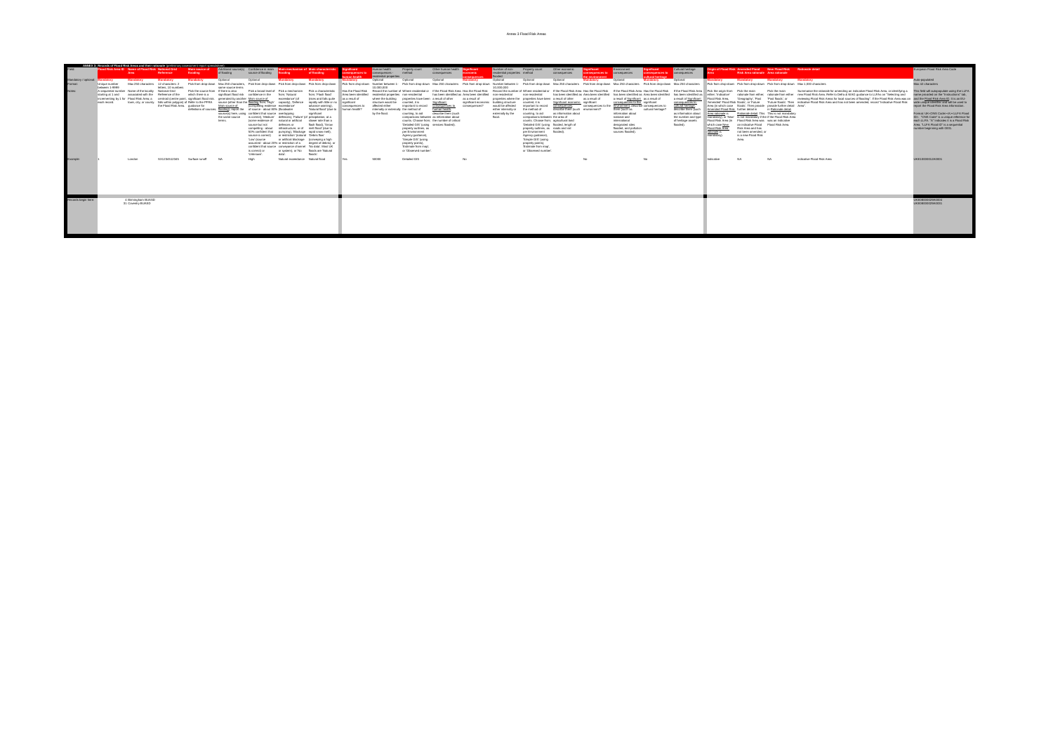**ANNEX 3: Records of Flood Risk Areas and their rationale** (preliminary assessment report spreadsheet)

| Field | Flood Risk Area ID | Name of Flood Risk Area | National Grid Reference | Main source of flooding | Additional source(s) of flooding | Confidence in main source of flooding | Main mechanism of flooding | Main characteristic of flooding | Significant consequences to human health | Human health consequences: residential properties | Property count method | Other human health consequences | Significant economic consequences | Number of non-residential properties flooded | Property count method | Other economic consequences | Significant consequences to the environment | Environment consequences | Significant consequences to cultural heritage | Cultural heritage consequences | Origin of Flood Risk Area | Amended Flood Risk Area rationale | New Flood Risk Area rationale | Rationale detail | European Flood Risk Area Code |
|---|---|---|---|---|---|---|---|---|---|---|---|---|---|---|---|---|---|---|---|---|---|---|---|---|---|
| Mandatory / optional | Mandatory | Mandatory | Mandatory | Mandatory | Optional | Optional | Mandatory | Mandatory | Mandatory | Optional | Optional | Optional | Mandatory | Optional | Optional | Optional | Mandatory | Optional | Mandatory | Optional | Mandatory | Mandatory | Mandatory | Mandatory | Auto-populated |
| Format | Unique number between 1-9999 | Max 250 characters | 12 characters; 2 letters, 10 numbers | Pick from drop-down | Max 250 characters, same source terms | Pick from drop-down | Pick from drop-down | Pick from drop-down | Pick from drop-down | Number between 1-10,000,000 | Pick from drop-down | Max 250 characters | Pick from drop-down | Number between 1-10,000,000 | Pick from drop-down | Max 250 characters | Pick from drop-down | Max 250 characters | Pick from drop-down | Max 250 characters | Pick from drop-down | Pick from drop-down | Pick from drop-down | Max 1,000 characters | Max 12 characters |
| Notes | A sequential number starting at 1 and incrementing by 1 for each record. | Name of the locality associated with the Flood Risk Area, e.g. town, city, or county. | National Grid Reference of the centroid (centre point) that falls within the polygon of the Flood Risk Area. | Pick the source from which there is a significant flood risk. Refer to the PFRA guidance for definitions of sources. | If there is also significant flood risk generated by another source (other than the Main source of flooding), report the source(s) here, using the same source terms. | Pick a broad level of confidence in the Main source of flooding. | Pick a mechanism from: 'Natural exceedance', 'Defence exceedance', 'Failure', 'Blockage or restriction', or 'No data'. | Pick a characteristic from: 'Flash flood', 'Snow melt flood', 'Natural flood', 'Debris flow', 'Other', or 'No data'. | Has the Flood Risk Area been identified as a result of significant consequences to human health? | Record the number of residential properties where the building structure would be affected either internally or externally by the flood. | Pick the method of counting. | If the Flood Risk Area has been identified as a result of other significant consequences to human health, describe them. | Has the Flood Risk Area been identified as a result of significant economic consequences? | Record the number of non-residential properties where the building structure would be affected either internally or externally by the flood. | Pick the method of counting. | If the Flood Risk Area has been identified as a result of other significant economic consequences, describe them. | Has the Flood Risk Area been identified as a result of significant consequences to the environment? | If the Flood Risk Area has been identified as a result of significant consequences to the environment, describe them. | Has the Flood Risk Area been identified as a result of significant consequences to cultural heritage? | If the Flood Risk Area has been identified as a result of significant consequences to cultural heritage, describe them. | Pick the origin from either: 'Indicative' Flood Risk Area, 'Amended' Flood Risk Area, or 'New' Flood Risk Area. | Pick the main rationale from either: 'Geography', 'Past floods', or 'Future floods'. | Pick the main rationale from either: 'Past floods', or 'Future floods'. | Summarise the rationale for amending an indicative Flood Risk Area, or identifying a new Flood Risk Area. If the Flood Risk Area has not been amended, record 'Indicative Flood Risk Area'. | This field will autopopulate using the LLFA name provided on the "Instructions" tab. |
| Example | 1 | London | XX12345 12345 | Surface runoff | NA | High | Natural exceedance | Natural flood | Yes | 50000 | Detailed GIS | | No | | | | No | | No | | Indicative | NA | NA | Indicative Flood Risk Area | UK0100001UKE0001 |
| Records begin here: | 4 | Birmingham BUASD | | | | | | | | | | | | | | | | | | | | | | | UK03000000043004 |
| | 31 | Coventry BUASD | | | | | | | | | | | | | | | | | | | | | | | UK03000000043031 |